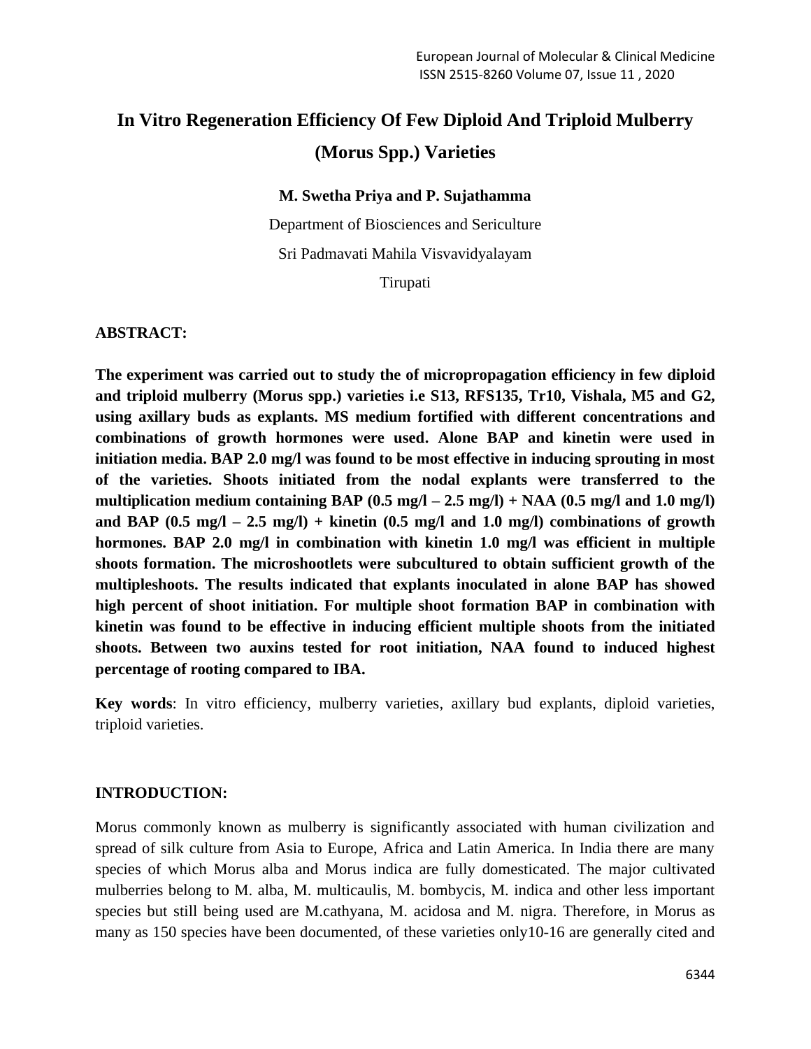# In Vitro Regeneration Efficiency Of Few Diploid And Triploid Mulberry (Morus Spp.) Varieties

**M. Swetha Priya and P. Sujathamma**

Department of Biosciences and Sericulture

Sri Padmavati Mahila Visvavidyalayam

Tirupati

## ABSTRACT:

**The experiment was carried out to study the of micropropagation efficiency in few diploid and triploid mulberry (Morus spp.) varieties i.e S13, RFS135, Tr10, Vishala, M5 and G2, using axillary buds as explants. MS medium fortified with different concentrations and combinations of growth hormones were used. Alone BAP and kinetin were used in initiation media. BAP 2.0 mg/l was found to be most effective in inducing sprouting in most of the varieties. Shoots initiated from the nodal explants were transferred to the multiplication medium containing BAP (0.5 mg/l – 2.5 mg/l) + NAA (0.5 mg/l and 1.0 mg/l) and BAP (0.5 mg/l – 2.5 mg/l) + kinetin (0.5 mg/l and 1.0 mg/l) combinations of growth hormones. BAP 2.0 mg/l in combination with kinetin 1.0 mg/l was efficient in multiple shoots formation. The microshootlets were subcultured to obtain sufficient growth of the multipleshoots. The results indicated that explants inoculated in alone BAP has showed high percent of shoot initiation. For multiple shoot formation BAP in combination with kinetin was found to be effective in inducing efficient multiple shoots from the initiated shoots. Between two auxins tested for root initiation, NAA found to induced highest percentage of rooting compared to IBA.**

**Key words**: In vitro efficiency, mulberry varieties, axillary bud explants, diploid varieties, triploid varieties.

## INTRODUCTION:

Morus commonly known as mulberry is significantly associated with human civilization and spread of silk culture from Asia to Europe, Africa and Latin America. In India there are many species of which Morus alba and Morus indica are fully domesticated. The major cultivated mulberries belong to M. alba, M. multicaulis, M. bombycis, M. indica and other less important species but still being used are M.cathyana, M. acidosa and M. nigra. Therefore, in Morus as many as 150 species have been documented, of these varieties only10-16 are generally cited and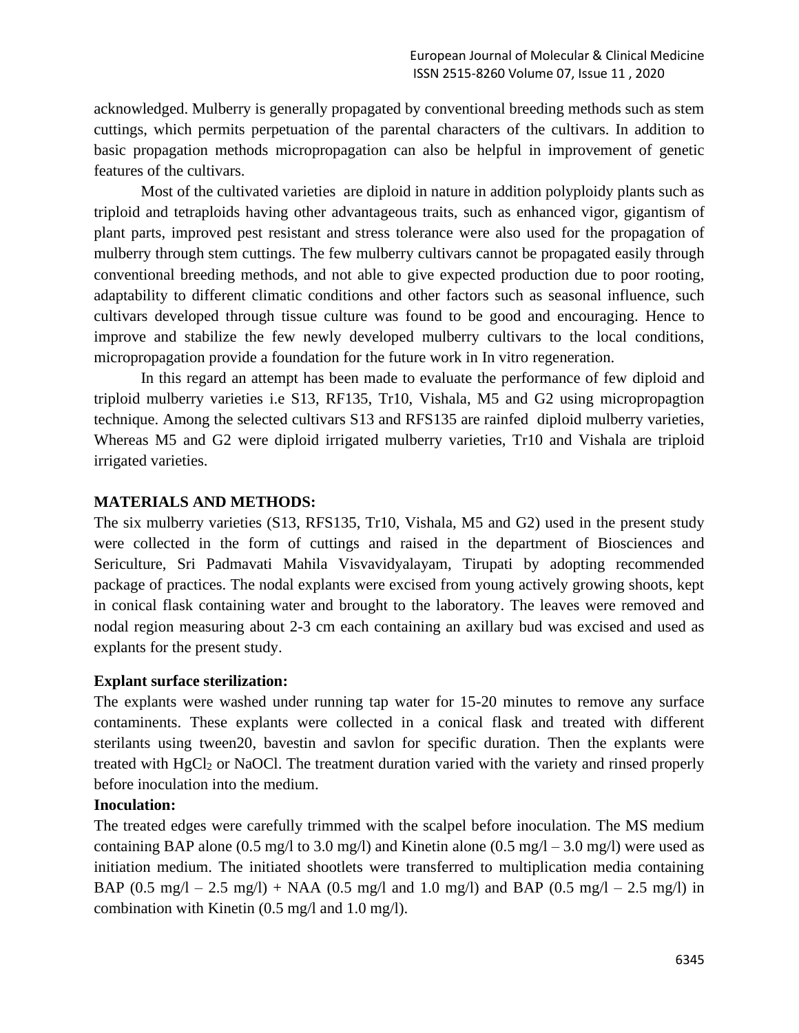acknowledged. Mulberry is generally propagated by conventional breeding methods such as stem cuttings, which permits perpetuation of the parental characters of the cultivars. In addition to basic propagation methods micropropagation can also be helpful in improvement of genetic features of the cultivars.

Most of the cultivated varieties are diploid in nature in addition polyploidy plants such as triploid and tetraploids having other advantageous traits, such as enhanced vigor, gigantism of plant parts, improved pest resistant and stress tolerance were also used for the propagation of mulberry through stem cuttings. The few mulberry cultivars cannot be propagated easily through conventional breeding methods, and not able to give expected production due to poor rooting, adaptability to different climatic conditions and other factors such as seasonal influence, such cultivars developed through tissue culture was found to be good and encouraging. Hence to improve and stabilize the few newly developed mulberry cultivars to the local conditions, micropropagation provide a foundation for the future work in In vitro regeneration.

In this regard an attempt has been made to evaluate the performance of few diploid and triploid mulberry varieties i.e S13, RF135, Tr10, Vishala, M5 and G2 using micropropagtion technique. Among the selected cultivars S13 and RFS135 are rainfed diploid mulberry varieties, Whereas M5 and G2 were diploid irrigated mulberry varieties, Tr10 and Vishala are triploid irrigated varieties.

## MATERIALS AND METHODS:

The six mulberry varieties (S13, RFS135, Tr10, Vishala, M5 and G2) used in the present study were collected in the form of cuttings and raised in the department of Biosciences and Sericulture, Sri Padmavati Mahila Visvavidyalayam, Tirupati by adopting recommended package of practices. The nodal explants were excised from young actively growing shoots, kept in conical flask containing water and brought to the laboratory. The leaves were removed and nodal region measuring about 2-3 cm each containing an axillary bud was excised and used as explants for the present study.

### Explant surface sterilization:

The explants were washed under running tap water for 15-20 minutes to remove any surface contaminents. These explants were collected in a conical flask and treated with different sterilants using tween20, bavestin and savlon for specific duration. Then the explants were treated with $HgCl_2$ or NaOCl. The treatment duration varied with the variety and rinsed properly before inoculation into the medium.

### Inoculation:

The treated edges were carefully trimmed with the scalpel before inoculation. The MS medium containing BAP alone (0.5 mg/l to 3.0 mg/l) and Kinetin alone (0.5 mg/l – 3.0 mg/l) were used as initiation medium. The initiated shootlets were transferred to multiplication media containing BAP (0.5 mg/l – 2.5 mg/l) + NAA (0.5 mg/l and 1.0 mg/l) and BAP (0.5 mg/l – 2.5 mg/l) in combination with Kinetin (0.5 mg/l and 1.0 mg/l).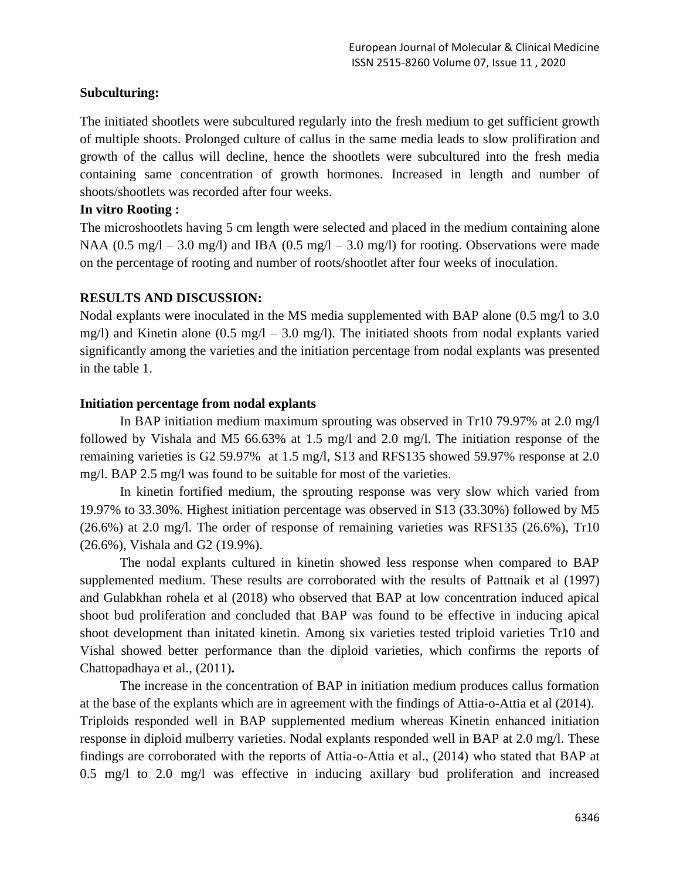**Subculturing:**

The initiated shootlets were subcultured regularly into the fresh medium to get sufficient growth of multiple shoots. Prolonged culture of callus in the same media leads to slow prolifiration and growth of the callus will decline, hence the shootlets were subcultured into the fresh media containing same concentration of growth hormones. Increased in length and number of shoots/shootlets was recorded after four weeks.

**In vitro Rooting :**

The microshootlets having 5 cm length were selected and placed in the medium containing alone NAA (0.5 mg/l – 3.0 mg/l) and IBA (0.5 mg/l – 3.0 mg/l) for rooting. Observations were made on the percentage of rooting and number of roots/shootlet after four weeks of inoculation.

**RESULTS AND DISCUSSION:**

Nodal explants were inoculated in the MS media supplemented with BAP alone (0.5 mg/l to 3.0 mg/l) and Kinetin alone (0.5 mg/l – 3.0 mg/l). The initiated shoots from nodal explants varied significantly among the varieties and the initiation percentage from nodal explants was presented in the table 1.

**Initiation percentage from nodal explants**

In BAP initiation medium maximum sprouting was observed in Tr10 79.97% at 2.0 mg/l followed by Vishala and M5 66.63% at 1.5 mg/l and 2.0 mg/l. The initiation response of the remaining varieties is G2 59.97% at 1.5 mg/l, S13 and RFS135 showed 59.97% response at 2.0 mg/l. BAP 2.5 mg/l was found to be suitable for most of the varieties.

In kinetin fortified medium, the sprouting response was very slow which varied from 19.97% to 33.30%. Highest initiation percentage was observed in S13 (33.30%) followed by M5 (26.6%) at 2.0 mg/l. The order of response of remaining varieties was RFS135 (26.6%), Tr10 (26.6%), Vishala and G2 (19.9%).

The nodal explants cultured in kinetin showed less response when compared to BAP supplemented medium. These results are corroborated with the results of Pattnaik et al (1997) and Gulabkhan rohela et al (2018) who observed that BAP at low concentration induced apical shoot bud proliferation and concluded that BAP was found to be effective in inducing apical shoot development than initated kinetin. Among six varieties tested triploid varieties Tr10 and Vishal showed better performance than the diploid varieties, which confirms the reports of Chattopadhaya et al., (2011)**.**

The increase in the concentration of BAP in initiation medium produces callus formation at the base of the explants which are in agreement with the findings of Attia-o-Attia et al (2014). Triploids responded well in BAP supplemented medium whereas Kinetin enhanced initiation response in diploid mulberry varieties. Nodal explants responded well in BAP at 2.0 mg/l. These findings are corroborated with the reports of Attia-o-Attia et al., (2014) who stated that BAP at 0.5 mg/l to 2.0 mg/l was effective in inducing axillary bud proliferation and increased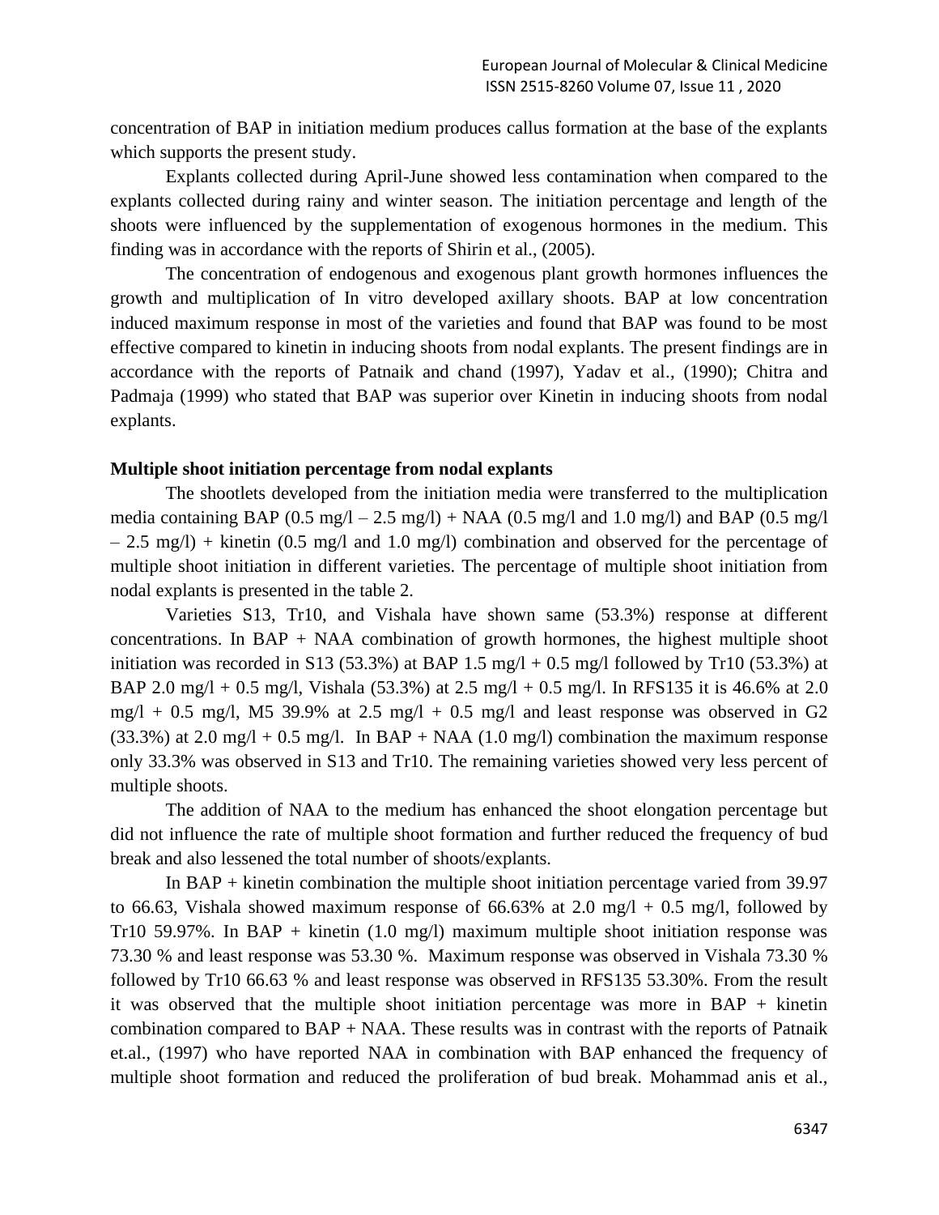concentration of BAP in initiation medium produces callus formation at the base of the explants which supports the present study.

Explants collected during April-June showed less contamination when compared to the explants collected during rainy and winter season. The initiation percentage and length of the shoots were influenced by the supplementation of exogenous hormones in the medium. This finding was in accordance with the reports of Shirin et al., (2005).

The concentration of endogenous and exogenous plant growth hormones influences the growth and multiplication of In vitro developed axillary shoots. BAP at low concentration induced maximum response in most of the varieties and found that BAP was found to be most effective compared to kinetin in inducing shoots from nodal explants. The present findings are in accordance with the reports of Patnaik and chand (1997), Yadav et al., (1990); Chitra and Padmaja (1999) who stated that BAP was superior over Kinetin in inducing shoots from nodal explants.

**Multiple shoot initiation percentage from nodal explants**

The shootlets developed from the initiation media were transferred to the multiplication media containing BAP (0.5 mg/l – 2.5 mg/l) + NAA (0.5 mg/l and 1.0 mg/l) and BAP (0.5 mg/l – 2.5 mg/l) + kinetin (0.5 mg/l and 1.0 mg/l) combination and observed for the percentage of multiple shoot initiation in different varieties. The percentage of multiple shoot initiation from nodal explants is presented in the table 2.

Varieties S13, Tr10, and Vishala have shown same (53.3%) response at different concentrations. In BAP + NAA combination of growth hormones, the highest multiple shoot initiation was recorded in S13 (53.3%) at BAP 1.5 mg/l + 0.5 mg/l followed by Tr10 (53.3%) at BAP 2.0 mg/l + 0.5 mg/l, Vishala (53.3%) at 2.5 mg/l + 0.5 mg/l. In RFS135 it is 46.6% at 2.0 mg/l + 0.5 mg/l, M5 39.9% at 2.5 mg/l + 0.5 mg/l and least response was observed in G2 (33.3%) at 2.0 mg/l + 0.5 mg/l. In BAP + NAA (1.0 mg/l) combination the maximum response only 33.3% was observed in S13 and Tr10. The remaining varieties showed very less percent of multiple shoots.

The addition of NAA to the medium has enhanced the shoot elongation percentage but did not influence the rate of multiple shoot formation and further reduced the frequency of bud break and also lessened the total number of shoots/explants.

In BAP + kinetin combination the multiple shoot initiation percentage varied from 39.97 to 66.63, Vishala showed maximum response of 66.63% at 2.0 mg/l + 0.5 mg/l, followed by Tr10 59.97%. In BAP + kinetin (1.0 mg/l) maximum multiple shoot initiation response was 73.30 % and least response was 53.30 %. Maximum response was observed in Vishala 73.30 % followed by Tr10 66.63 % and least response was observed in RFS135 53.30%. From the result it was observed that the multiple shoot initiation percentage was more in BAP + kinetin combination compared to BAP + NAA. These results was in contrast with the reports of Patnaik et.al., (1997) who have reported NAA in combination with BAP enhanced the frequency of multiple shoot formation and reduced the proliferation of bud break. Mohammad anis et al.,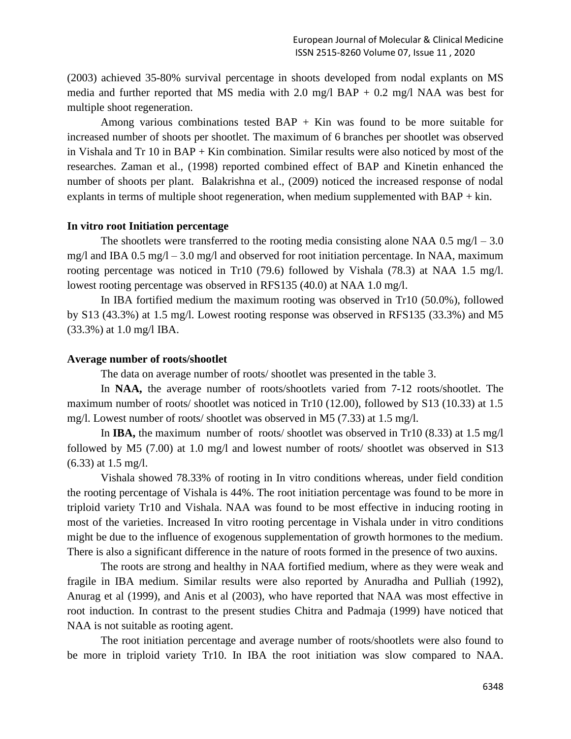(2003) achieved 35-80% survival percentage in shoots developed from nodal explants on MS media and further reported that MS media with 2.0 mg/l BAP + 0.2 mg/l NAA was best for multiple shoot regeneration.

Among various combinations tested BAP + Kin was found to be more suitable for increased number of shoots per shootlet. The maximum of 6 branches per shootlet was observed in Vishala and Tr 10 in BAP + Kin combination. Similar results were also noticed by most of the researches. Zaman et al., (1998) reported combined effect of BAP and Kinetin enhanced the number of shoots per plant. Balakrishna et al., (2009) noticed the increased response of nodal explants in terms of multiple shoot regeneration, when medium supplemented with BAP + kin.

**In vitro root Initiation percentage**

The shootlets were transferred to the rooting media consisting alone NAA 0.5 mg/l – 3.0 mg/l and IBA 0.5 mg/l – 3.0 mg/l and observed for root initiation percentage. In NAA, maximum rooting percentage was noticed in Tr10 (79.6) followed by Vishala (78.3) at NAA 1.5 mg/l. lowest rooting percentage was observed in RFS135 (40.0) at NAA 1.0 mg/l.

In IBA fortified medium the maximum rooting was observed in Tr10 (50.0%), followed by S13 (43.3%) at 1.5 mg/l. Lowest rooting response was observed in RFS135 (33.3%) and M5 (33.3%) at 1.0 mg/l IBA.

**Average number of roots/shootlet**

The data on average number of roots/ shootlet was presented in the table 3.

In **NAA,** the average number of roots/shootlets varied from 7-12 roots/shootlet. The maximum number of roots/ shootlet was noticed in Tr10 (12.00), followed by S13 (10.33) at 1.5 mg/l. Lowest number of roots/ shootlet was observed in M5 (7.33) at 1.5 mg/l.

In **IBA,** the maximum number of roots/ shootlet was observed in Tr10 (8.33) at 1.5 mg/l followed by M5 (7.00) at 1.0 mg/l and lowest number of roots/ shootlet was observed in S13 (6.33) at 1.5 mg/l.

Vishala showed 78.33% of rooting in In vitro conditions whereas, under field condition the rooting percentage of Vishala is 44%. The root initiation percentage was found to be more in triploid variety Tr10 and Vishala. NAA was found to be most effective in inducing rooting in most of the varieties. Increased In vitro rooting percentage in Vishala under in vitro conditions might be due to the influence of exogenous supplementation of growth hormones to the medium. There is also a significant difference in the nature of roots formed in the presence of two auxins.

The roots are strong and healthy in NAA fortified medium, where as they were weak and fragile in IBA medium. Similar results were also reported by Anuradha and Pulliah (1992), Anurag et al (1999), and Anis et al (2003), who have reported that NAA was most effective in root induction. In contrast to the present studies Chitra and Padmaja (1999) have noticed that NAA is not suitable as rooting agent.

The root initiation percentage and average number of roots/shootlets were also found to be more in triploid variety Tr10. In IBA the root initiation was slow compared to NAA.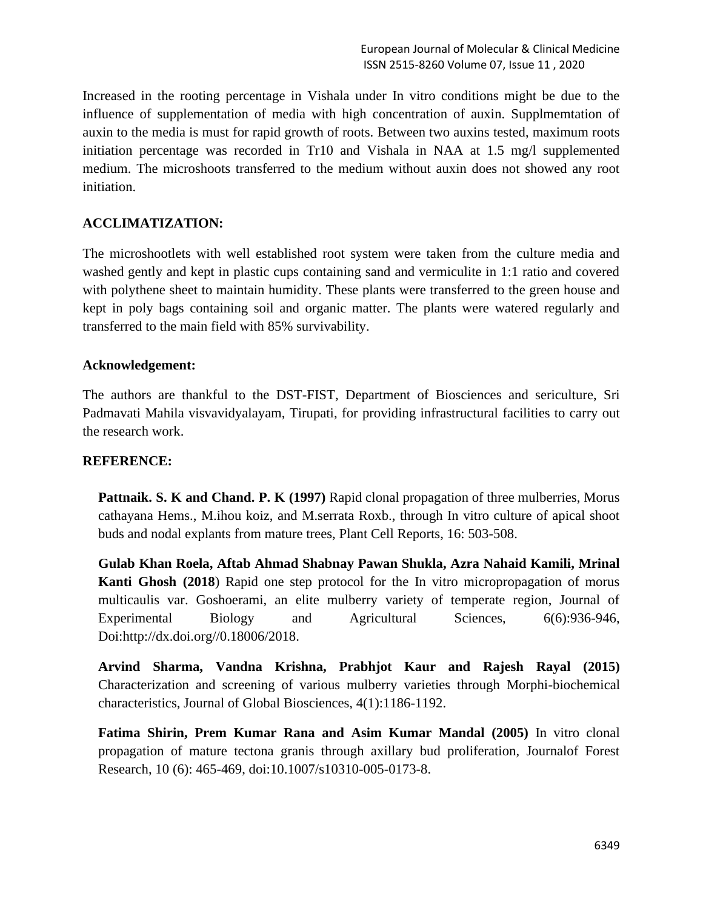Increased in the rooting percentage in Vishala under In vitro conditions might be due to the influence of supplementation of media with high concentration of auxin. Supplmemtation of auxin to the media is must for rapid growth of roots. Between two auxins tested, maximum roots initiation percentage was recorded in Tr10 and Vishala in NAA at 1.5 mg/l supplemented medium. The microshoots transferred to the medium without auxin does not showed any root initiation.

## ACCLIMATIZATION:

The microshootlets with well established root system were taken from the culture media and washed gently and kept in plastic cups containing sand and vermiculite in 1:1 ratio and covered with polythene sheet to maintain humidity. These plants were transferred to the green house and kept in poly bags containing soil and organic matter. The plants were watered regularly and transferred to the main field with 85% survivability.

## Acknowledgement:

The authors are thankful to the DST-FIST, Department of Biosciences and sericulture, Sri Padmavati Mahila visvavidyalayam, Tirupati, for providing infrastructural facilities to carry out the research work.

## REFERENCE:

**Pattnaik. S. K and Chand. P. K (1997)** Rapid clonal propagation of three mulberries, Morus cathayana Hems., M.ihou koiz, and M.serrata Roxb., through In vitro culture of apical shoot buds and nodal explants from mature trees, Plant Cell Reports, 16: 503-508.

**Gulab Khan Roela, Aftab Ahmad Shabnay Pawan Shukla, Azra Nahaid Kamili, Mrinal Kanti Ghosh (2018**) Rapid one step protocol for the In vitro micropropagation of morus multicaulis var. Goshoerami, an elite mulberry variety of temperate region, Journal of Experimental Biology and Agricultural Sciences, 6(6):936-946, Doi:http://dx.doi.org//0.18006/2018.

**Arvind Sharma, Vandna Krishna, Prabhjot Kaur and Rajesh Rayal (2015)** Characterization and screening of various mulberry varieties through Morphi-biochemical characteristics, Journal of Global Biosciences, 4(1):1186-1192.

**Fatima Shirin, Prem Kumar Rana and Asim Kumar Mandal (2005)** In vitro clonal propagation of mature tectona granis through axillary bud proliferation, Journalof Forest Research, 10 (6): 465-469, doi:10.1007/s10310-005-0173-8.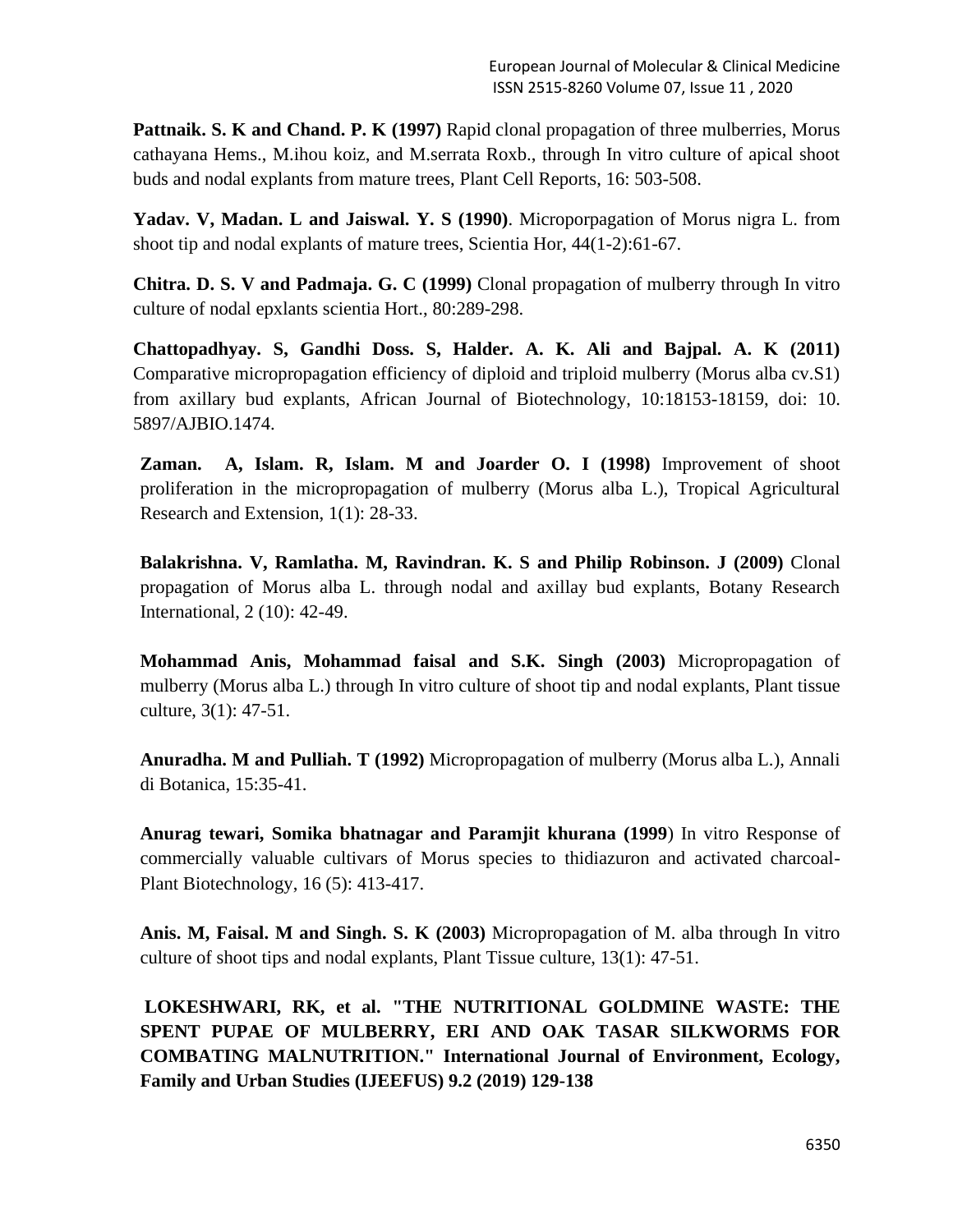**Pattnaik. S. K and Chand. P. K (1997)** Rapid clonal propagation of three mulberries, Morus cathayana Hems., M.ihou koiz, and M.serrata Roxb., through In vitro culture of apical shoot buds and nodal explants from mature trees, Plant Cell Reports, 16: 503-508.

**Yadav. V, Madan. L and Jaiswal. Y. S (1990)**. Microporpagation of Morus nigra L. from shoot tip and nodal explants of mature trees, Scientia Hor, 44(1-2):61-67.

**Chitra. D. S. V and Padmaja. G. C (1999)** Clonal propagation of mulberry through In vitro culture of nodal epxlants scientia Hort., 80:289-298.

**Chattopadhyay. S, Gandhi Doss. S, Halder. A. K. Ali and Bajpal. A. K (2011)** Comparative micropropagation efficiency of diploid and triploid mulberry (Morus alba cv.S1) from axillary bud explants, African Journal of Biotechnology, 10:18153-18159, doi: 10. 5897/AJBIO.1474.

**Zaman. A, Islam. R, Islam. M and Joarder O. I (1998)** Improvement of shoot proliferation in the micropropagation of mulberry (Morus alba L.), Tropical Agricultural Research and Extension, 1(1): 28-33.

**Balakrishna. V, Ramlatha. M, Ravindran. K. S and Philip Robinson. J (2009)** Clonal propagation of Morus alba L. through nodal and axillay bud explants, Botany Research International, 2 (10): 42-49.

**Mohammad Anis, Mohammad faisal and S.K. Singh (2003)** Micropropagation of mulberry (Morus alba L.) through In vitro culture of shoot tip and nodal explants, Plant tissue culture, 3(1): 47-51.

**Anuradha. M and Pulliah. T (1992)** Micropropagation of mulberry (Morus alba L.), Annali di Botanica, 15:35-41.

**Anurag tewari, Somika bhatnagar and Paramjit khurana (1999**) In vitro Response of commercially valuable cultivars of Morus species to thidiazuron and activated charcoal- Plant Biotechnology, 16 (5): 413-417.

**Anis. M, Faisal. M and Singh. S. K (2003)** Micropropagation of M. alba through In vitro culture of shoot tips and nodal explants, Plant Tissue culture, 13(1): 47-51.

**LOKESHWARI, RK, et al. "THE NUTRITIONAL GOLDMINE WASTE: THE SPENT PUPAE OF MULBERRY, ERI AND OAK TASAR SILKWORMS FOR COMBATING MALNUTRITION." International Journal of Environment, Ecology, Family and Urban Studies (IJEEFUS) 9.2 (2019) 129-138**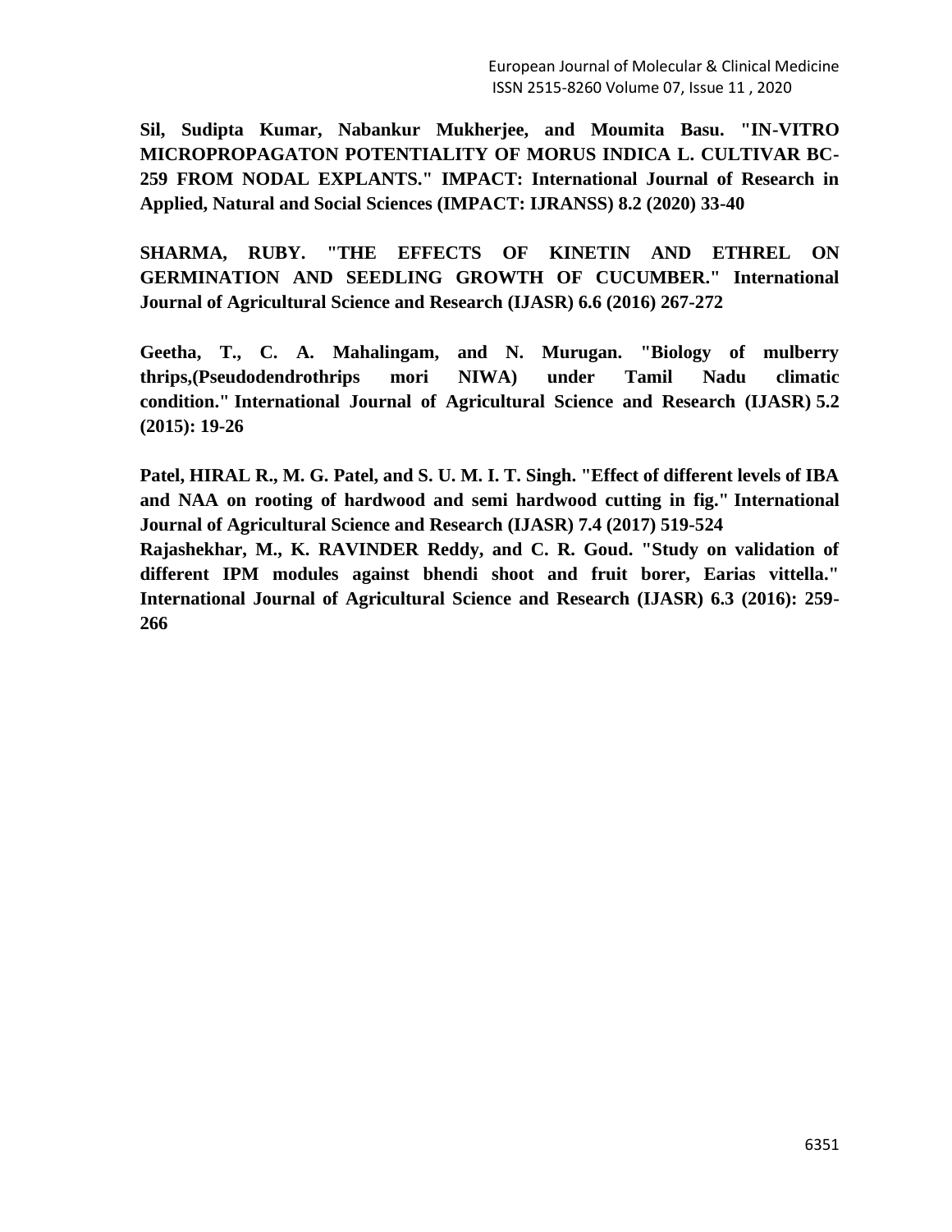**Sil, Sudipta Kumar, Nabankur Mukherjee, and Moumita Basu. "IN-VITRO MICROPROPAGATON POTENTIALITY OF MORUS INDICA L. CULTIVAR BC-259 FROM NODAL EXPLANTS." IMPACT: International Journal of Research in Applied, Natural and Social Sciences (IMPACT: IJRANSS) 8.2 (2020) 33-40**

**SHARMA, RUBY. "THE EFFECTS OF KINETIN AND ETHREL ON GERMINATION AND SEEDLING GROWTH OF CUCUMBER." International Journal of Agricultural Science and Research (IJASR) 6.6 (2016) 267-272**

**Geetha, T., C. A. Mahalingam, and N. Murugan. "Biology of mulberry thrips,(Pseudodendrothrips mori NIWA) under Tamil Nadu climatic condition." International Journal of Agricultural Science and Research (IJASR) 5.2 (2015): 19-26**

**Patel, HIRAL R., M. G. Patel, and S. U. M. I. T. Singh. "Effect of different levels of IBA and NAA on rooting of hardwood and semi hardwood cutting in fig." International Journal of Agricultural Science and Research (IJASR) 7.4 (2017) 519-524**

**Rajashekhar, M., K. RAVINDER Reddy, and C. R. Goud. "Study on validation of different IPM modules against bhendi shoot and fruit borer, Earias vittella." International Journal of Agricultural Science and Research (IJASR) 6.3 (2016): 259-266**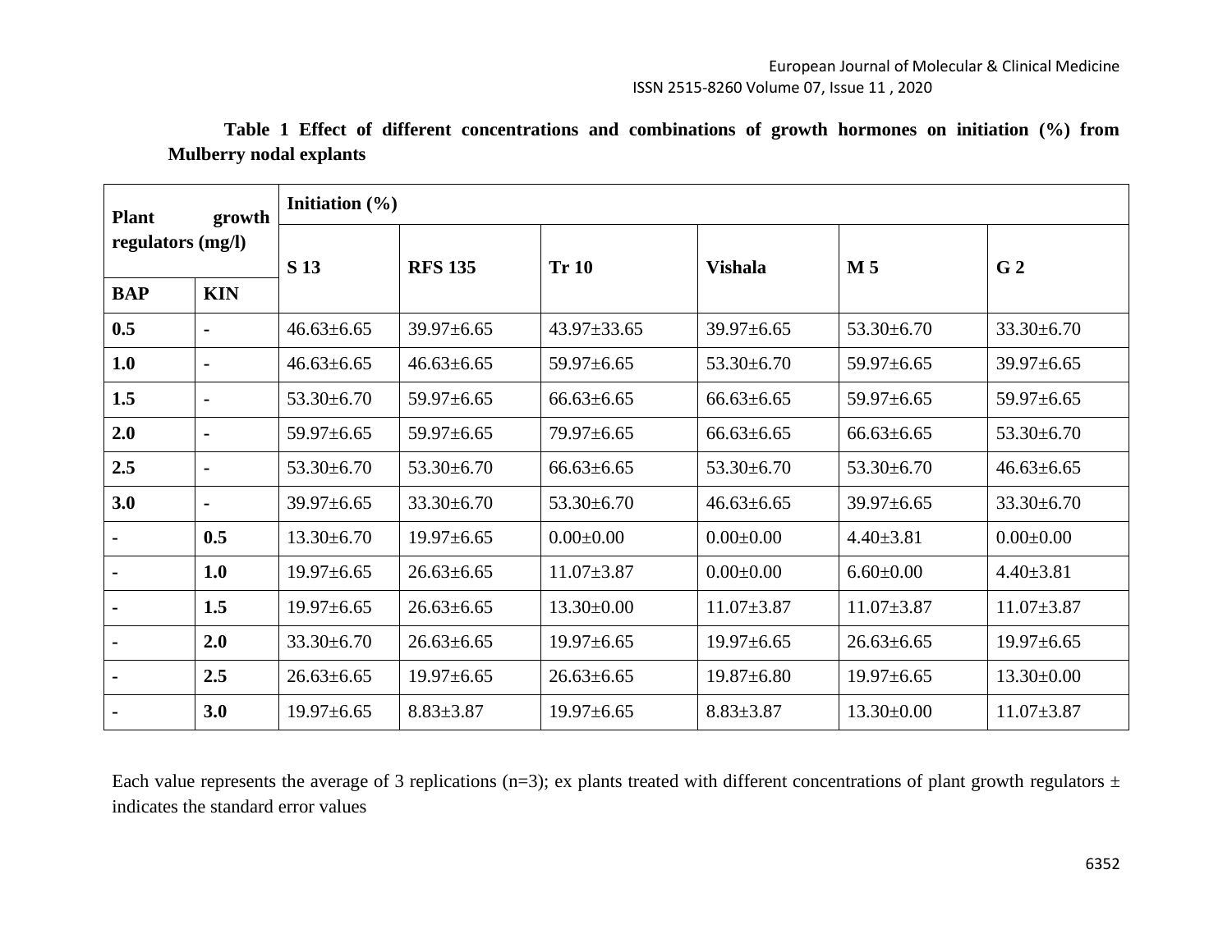**Table 1 Effect of different concentrations and combinations of growth hormones on initiation (%) from Mulberry nodal explants**

| Plant growth regulators (mg/l) | | Initiation (%) | | | | | |
|---|---|---|---|---|---|---|---|
| BAP | KIN | S 13 | RFS 135 | Tr 10 | Vishala | M 5 | G 2 |
| 0.5 | - | 46.63±6.65 | 39.97±6.65 | 43.97±33.65 | 39.97±6.65 | 53.30±6.70 | 33.30±6.70 |
| 1.0 | - | 46.63±6.65 | 46.63±6.65 | 59.97±6.65 | 53.30±6.70 | 59.97±6.65 | 39.97±6.65 |
| 1.5 | - | 53.30±6.70 | 59.97±6.65 | 66.63±6.65 | 66.63±6.65 | 59.97±6.65 | 59.97±6.65 |
| 2.0 | - | 59.97±6.65 | 59.97±6.65 | 79.97±6.65 | 66.63±6.65 | 66.63±6.65 | 53.30±6.70 |
| 2.5 | - | 53.30±6.70 | 53.30±6.70 | 66.63±6.65 | 53.30±6.70 | 53.30±6.70 | 46.63±6.65 |
| 3.0 | - | 39.97±6.65 | 33.30±6.70 | 53.30±6.70 | 46.63±6.65 | 39.97±6.65 | 33.30±6.70 |
| - | 0.5 | 13.30±6.70 | 19.97±6.65 | 0.00±0.00 | 0.00±0.00 | 4.40±3.81 | 0.00±0.00 |
| - | 1.0 | 19.97±6.65 | 26.63±6.65 | 11.07±3.87 | 0.00±0.00 | 6.60±0.00 | 4.40±3.81 |
| - | 1.5 | 19.97±6.65 | 26.63±6.65 | 13.30±0.00 | 11.07±3.87 | 11.07±3.87 | 11.07±3.87 |
| - | 2.0 | 33.30±6.70 | 26.63±6.65 | 19.97±6.65 | 19.97±6.65 | 26.63±6.65 | 19.97±6.65 |
| - | 2.5 | 26.63±6.65 | 19.97±6.65 | 26.63±6.65 | 19.87±6.80 | 19.97±6.65 | 13.30±0.00 |
| - | 3.0 | 19.97±6.65 | 8.83±3.87 | 19.97±6.65 | 8.83±3.87 | 13.30±0.00 | 11.07±3.87 |

Each value represents the average of 3 replications (n=3); ex plants treated with different concentrations of plant growth regulators ± indicates the standard error values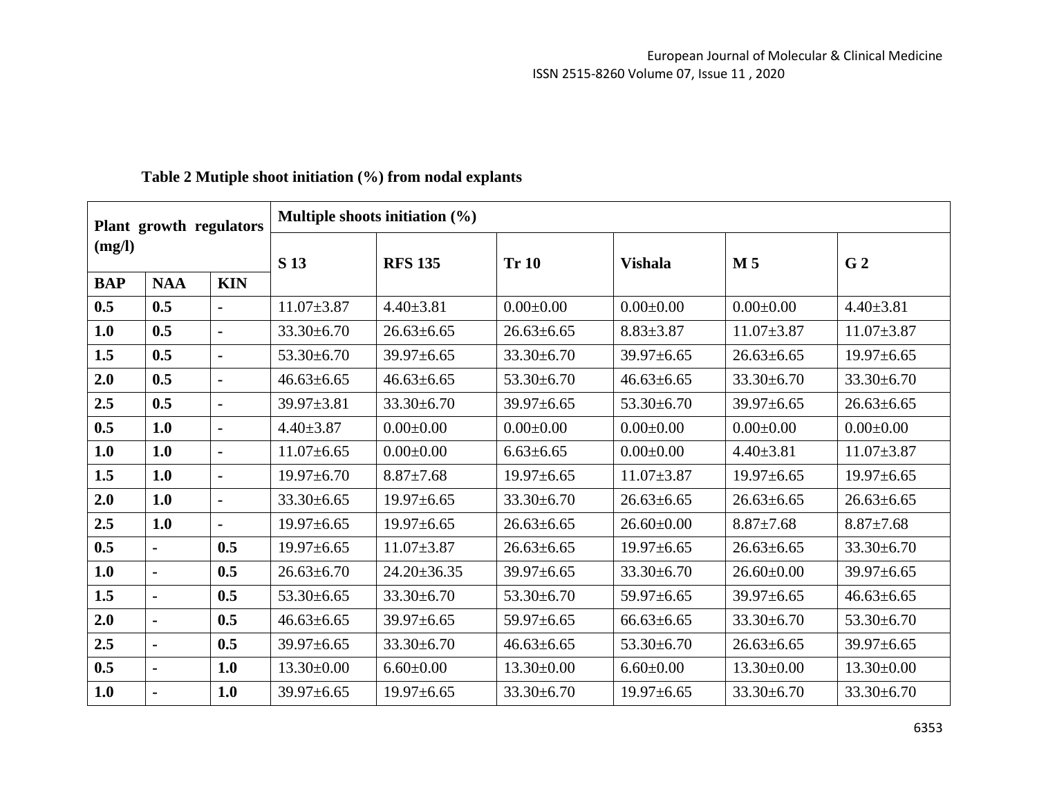**Table 2 Mutiple shoot initiation (%) from nodal explants**

| Plant growth regulators (mg/l) | | | Multiple shoots initiation (%) | | | | | |
|---|---|---|---|---|---|---|---|---|
| | | | S 13 | RFS 135 | Tr 10 | Vishala | M 5 | G 2 |
| **BAP** | **NAA** | **KIN** | | | | | | |
| **0.5** | **0.5** | **-** | 11.07±3.87 | 4.40±3.81 | 0.00±0.00 | 0.00±0.00 | 0.00±0.00 | 4.40±3.81 |
| **1.0** | **0.5** | **-** | 33.30±6.70 | 26.63±6.65 | 26.63±6.65 | 8.83±3.87 | 11.07±3.87 | 11.07±3.87 |
| **1.5** | **0.5** | **-** | 53.30±6.70 | 39.97±6.65 | 33.30±6.70 | 39.97±6.65 | 26.63±6.65 | 19.97±6.65 |
| **2.0** | **0.5** | **-** | 46.63±6.65 | 46.63±6.65 | 53.30±6.70 | 46.63±6.65 | 33.30±6.70 | 33.30±6.70 |
| **2.5** | **0.5** | **-** | 39.97±3.81 | 33.30±6.70 | 39.97±6.65 | 53.30±6.70 | 39.97±6.65 | 26.63±6.65 |
| **0.5** | **1.0** | **-** | 4.40±3.87 | 0.00±0.00 | 0.00±0.00 | 0.00±0.00 | 0.00±0.00 | 0.00±0.00 |
| **1.0** | **1.0** | **-** | 11.07±6.65 | 0.00±0.00 | 6.63±6.65 | 0.00±0.00 | 4.40±3.81 | 11.07±3.87 |
| **1.5** | **1.0** | **-** | 19.97±6.70 | 8.87±7.68 | 19.97±6.65 | 11.07±3.87 | 19.97±6.65 | 19.97±6.65 |
| **2.0** | **1.0** | **-** | 33.30±6.65 | 19.97±6.65 | 33.30±6.70 | 26.63±6.65 | 26.63±6.65 | 26.63±6.65 |
| **2.5** | **1.0** | **-** | 19.97±6.65 | 19.97±6.65 | 26.63±6.65 | 26.60±0.00 | 8.87±7.68 | 8.87±7.68 |
| **0.5** | **-** | **0.5** | 19.97±6.65 | 11.07±3.87 | 26.63±6.65 | 19.97±6.65 | 26.63±6.65 | 33.30±6.70 |
| **1.0** | **-** | **0.5** | 26.63±6.70 | 24.20±36.35 | 39.97±6.65 | 33.30±6.70 | 26.60±0.00 | 39.97±6.65 |
| **1.5** | **-** | **0.5** | 53.30±6.65 | 33.30±6.70 | 53.30±6.70 | 59.97±6.65 | 39.97±6.65 | 46.63±6.65 |
| **2.0** | **-** | **0.5** | 46.63±6.65 | 39.97±6.65 | 59.97±6.65 | 66.63±6.65 | 33.30±6.70 | 53.30±6.70 |
| **2.5** | **-** | **0.5** | 39.97±6.65 | 33.30±6.70 | 46.63±6.65 | 53.30±6.70 | 26.63±6.65 | 39.97±6.65 |
| **0.5** | **-** | **1.0** | 13.30±0.00 | 6.60±0.00 | 13.30±0.00 | 6.60±0.00 | 13.30±0.00 | 13.30±0.00 |
| **1.0** | **-** | **1.0** | 39.97±6.65 | 19.97±6.65 | 33.30±6.70 | 19.97±6.65 | 33.30±6.70 | 33.30±6.70 |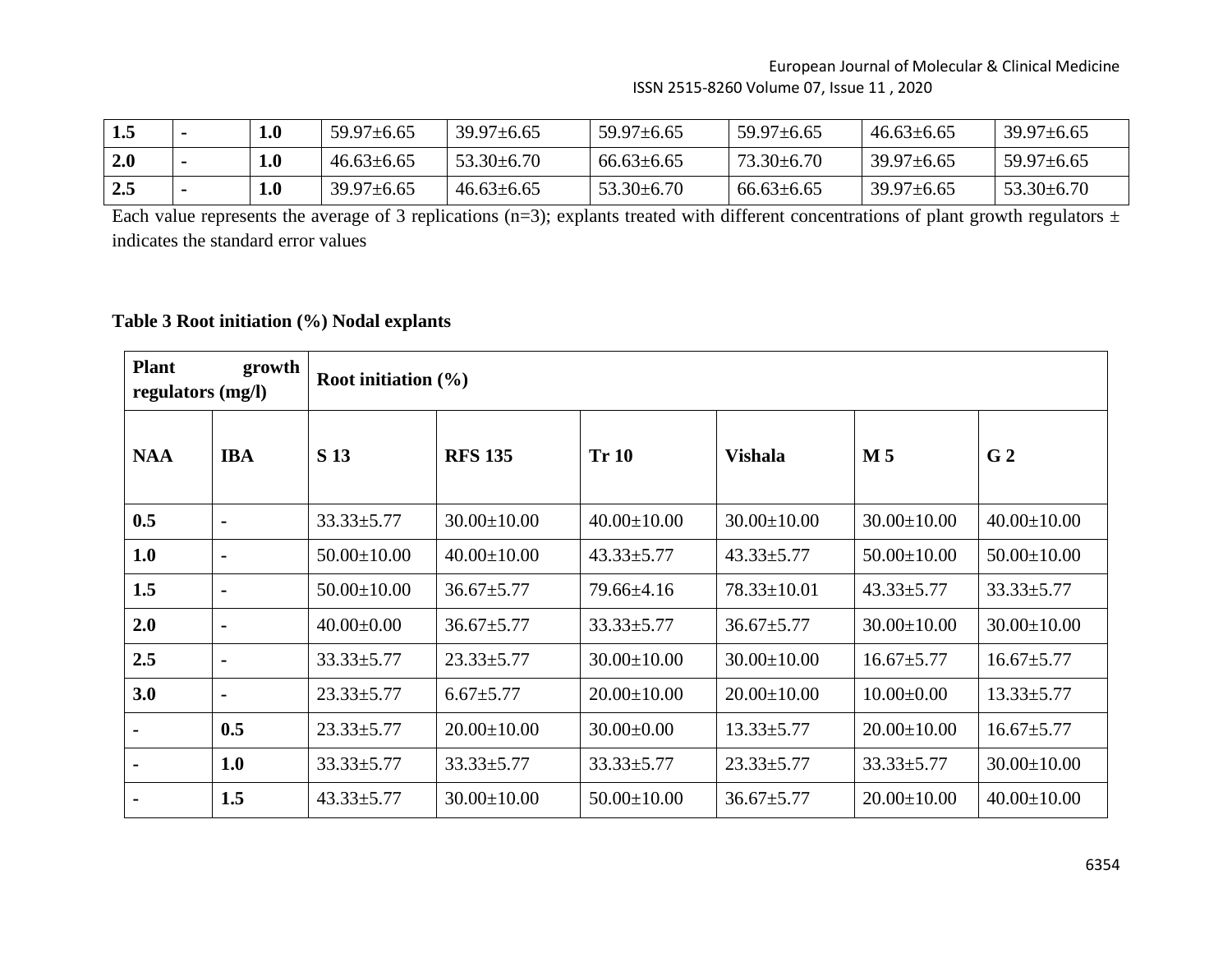| 1.5 | - | 1.0 | 59.97±6.65 | 39.97±6.65 | 59.97±6.65 | 59.97±6.65 | 46.63±6.65 | 39.97±6.65 |
|---|---|---|---|---|---|---|---|---|
| 2.0 | - | 1.0 | 46.63±6.65 | 53.30±6.70 | 66.63±6.65 | 73.30±6.70 | 39.97±6.65 | 59.97±6.65 |
| 2.5 | - | 1.0 | 39.97±6.65 | 46.63±6.65 | 53.30±6.70 | 66.63±6.65 | 39.97±6.65 | 53.30±6.70 |

Each value represents the average of 3 replications (n=3); explants treated with different concentrations of plant growth regulators ± indicates the standard error values

**Table 3 Root initiation (%) Nodal explants**

| **Plant growth regulators (mg/l)** | | **Root initiation (%)** | | | | | |
|---|---|---|---|---|---|---|---|
| **NAA** | **IBA** | **S 13** | **RFS 135** | **Tr 10** | **Vishala** | **M 5** | **G 2** |
| **0.5** | **-** | 33.33±5.77 | 30.00±10.00 | 40.00±10.00 | 30.00±10.00 | 30.00±10.00 | 40.00±10.00 |
| **1.0** | **-** | 50.00±10.00 | 40.00±10.00 | 43.33±5.77 | 43.33±5.77 | 50.00±10.00 | 50.00±10.00 |
| **1.5** | **-** | 50.00±10.00 | 36.67±5.77 | 79.66±4.16 | 78.33±10.01 | 43.33±5.77 | 33.33±5.77 |
| **2.0** | **-** | 40.00±0.00 | 36.67±5.77 | 33.33±5.77 | 36.67±5.77 | 30.00±10.00 | 30.00±10.00 |
| **2.5** | **-** | 33.33±5.77 | 23.33±5.77 | 30.00±10.00 | 30.00±10.00 | 16.67±5.77 | 16.67±5.77 |
| **3.0** | **-** | 23.33±5.77 | 6.67±5.77 | 20.00±10.00 | 20.00±10.00 | 10.00±0.00 | 13.33±5.77 |
| **-** | **0.5** | 23.33±5.77 | 20.00±10.00 | 30.00±0.00 | 13.33±5.77 | 20.00±10.00 | 16.67±5.77 |
| **-** | **1.0** | 33.33±5.77 | 33.33±5.77 | 33.33±5.77 | 23.33±5.77 | 33.33±5.77 | 30.00±10.00 |
| **-** | **1.5** | 43.33±5.77 | 30.00±10.00 | 50.00±10.00 | 36.67±5.77 | 20.00±10.00 | 40.00±10.00 |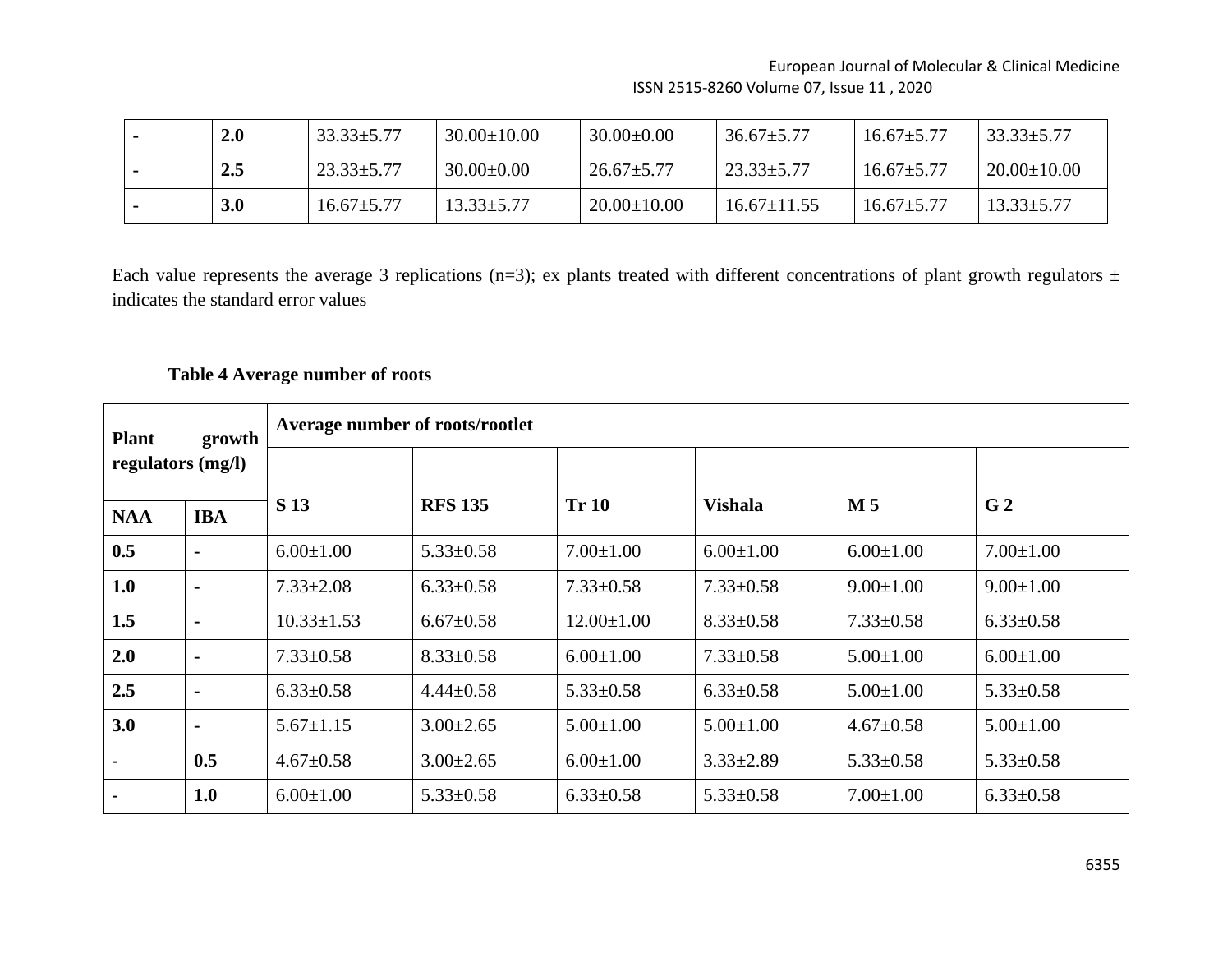| - | 2.0 | 33.33±5.77 | 30.00±10.00 | 30.00±0.00 | 36.67±5.77 | 16.67±5.77 | 33.33±5.77 |
|---|---|---|---|---|---|---|---|
| - | 2.5 | 23.33±5.77 | 30.00±0.00 | 26.67±5.77 | 23.33±5.77 | 16.67±5.77 | 20.00±10.00 |
| - | 3.0 | 16.67±5.77 | 13.33±5.77 | 20.00±10.00 | 16.67±11.55 | 16.67±5.77 | 13.33±5.77 |

Each value represents the average 3 replications (n=3); ex plants treated with different concentrations of plant growth regulators ± indicates the standard error values

**Table 4 Average number of roots**

| Plant growth regulators (mg/l) | | Average number of roots/rootlet | | | | | |
|---|---|---|---|---|---|---|---|
| **NAA** | **IBA** | **S 13** | **RFS 135** | **Tr 10** | **Vishala** | **M 5** | **G 2** |
| **0.5** | - | 6.00±1.00 | 5.33±0.58 | 7.00±1.00 | 6.00±1.00 | 6.00±1.00 | 7.00±1.00 |
| **1.0** | - | 7.33±2.08 | 6.33±0.58 | 7.33±0.58 | 7.33±0.58 | 9.00±1.00 | 9.00±1.00 |
| **1.5** | - | 10.33±1.53 | 6.67±0.58 | 12.00±1.00 | 8.33±0.58 | 7.33±0.58 | 6.33±0.58 |
| **2.0** | - | 7.33±0.58 | 8.33±0.58 | 6.00±1.00 | 7.33±0.58 | 5.00±1.00 | 6.00±1.00 |
| **2.5** | - | 6.33±0.58 | 4.44±0.58 | 5.33±0.58 | 6.33±0.58 | 5.00±1.00 | 5.33±0.58 |
| **3.0** | - | 5.67±1.15 | 3.00±2.65 | 5.00±1.00 | 5.00±1.00 | 4.67±0.58 | 5.00±1.00 |
| - | **0.5** | 4.67±0.58 | 3.00±2.65 | 6.00±1.00 | 3.33±2.89 | 5.33±0.58 | 5.33±0.58 |
| - | **1.0** | 6.00±1.00 | 5.33±0.58 | 6.33±0.58 | 5.33±0.58 | 7.00±1.00 | 6.33±0.58 |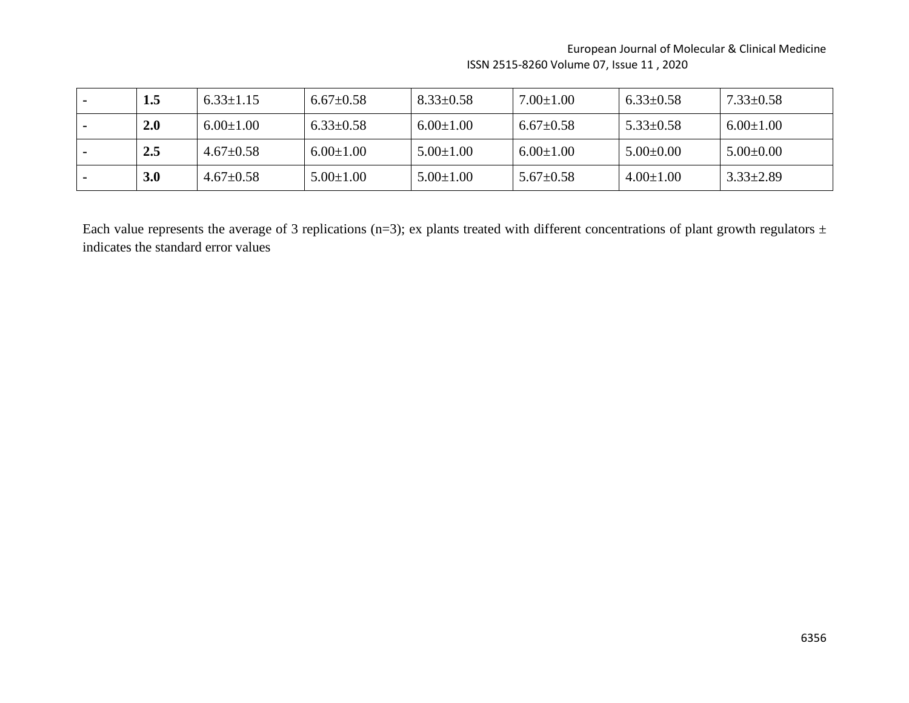| - | **1.5** | 6.33±1.15 | 6.67±0.58 | 8.33±0.58 | 7.00±1.00 | 6.33±0.58 | 7.33±0.58 |
|---|---|---|---|---|---|---|---|
| - | **2.0** | 6.00±1.00 | 6.33±0.58 | 6.00±1.00 | 6.67±0.58 | 5.33±0.58 | 6.00±1.00 |
| - | **2.5** | 4.67±0.58 | 6.00±1.00 | 5.00±1.00 | 6.00±1.00 | 5.00±0.00 | 5.00±0.00 |
| - | **3.0** | 4.67±0.58 | 5.00±1.00 | 5.00±1.00 | 5.67±0.58 | 4.00±1.00 | 3.33±2.89 |

Each value represents the average of 3 replications (n=3); ex plants treated with different concentrations of plant growth regulators ± indicates the standard error values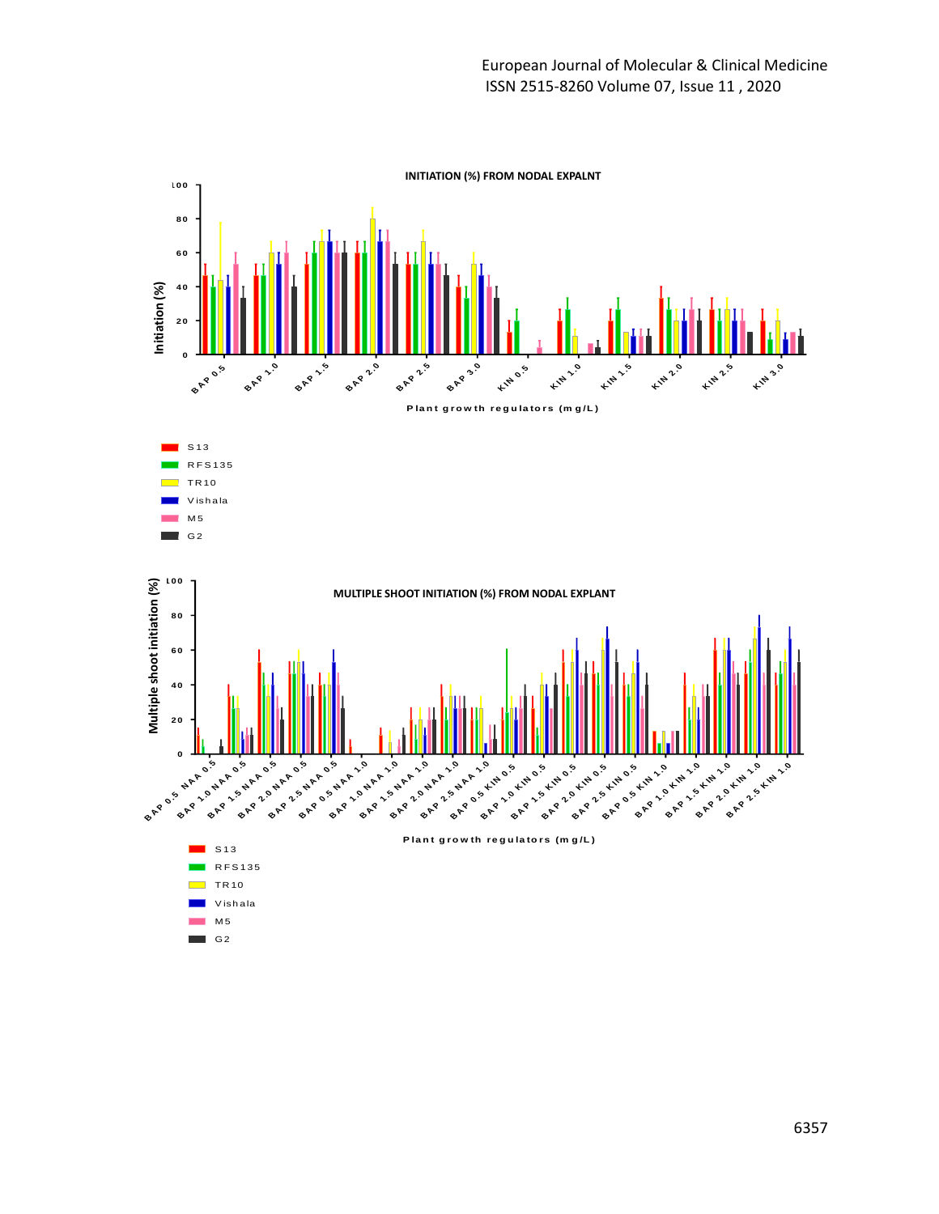**INITIATION (%) FROM NODAL EXPALNT**

Initiation (%)

BAP 0.5, BAP 1.0, BAP 1.5, BAP 2.0, BAP 2.5, BAP 3.0, KIN 0.5, KIN 1.0, KIN 1.5, KIN 2.0, KIN 2.5, KIN 3.0

Plant growth regulators (mg/L)

- S13
- RFS135
- TR10
- Vishala
- M5
- G2

**MULTIPLE SHOOT INITIATION (%) FROM NODAL EXPLANT**

Multiple shoot initiation (%)

BAP 0.5 NAA 0.5, BAP 1.0 NAA 0.5, BAP 1.5 NAA 0.5, BAP 2.0 NAA 0.5, BAP 2.5 NAA 0.5, BAP 0.5 NAA 1.0, BAP 1.0 NAA 1.0, BAP 1.5 NAA 1.0, BAP 2.0 NAA 1.0, BAP 2.5 NAA 1.0, BAP 0.5 KIN 0.5, BAP 1.0 KIN 0.5, BAP 1.5 KIN 0.5, BAP 2.0 KIN 0.5, BAP 2.5 KIN 0.5, BAP 0.5 KIN 1.0, BAP 1.0 KIN 1.0, BAP 1.5 KIN 1.0, BAP 2.0 KIN 1.0, BAP 2.5 KIN 1.0

Plant growth regulators (mg/L)

- S13
- RFS135
- TR10
- Vishala
- M5
- G2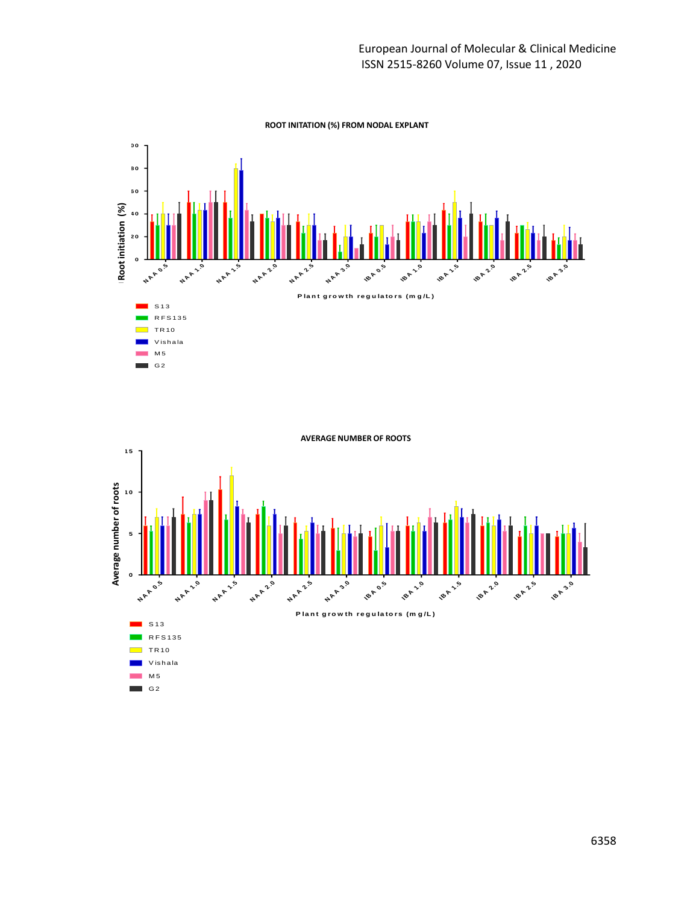**ROOT INITIATION (%) FROM NODAL EXPLANT**

Root initiation (%)

Plant growth regulators (mg/L)

NAA 0.5, NAA 1.0, NAA 1.5, NAA 2.0, NAA 2.5, NAA 3.0, IBA 0.5, IBA 1.0, IBA 1.5, IBA 2.0, IBA 2.5, IBA 3.0

- S13
- RFS135
- TR10
- Vishala
- M5
- G2

**AVERAGE NUMBER OF ROOTS**

Average number of roots

Plant growth regulators (mg/L)

NAA 0.5, NAA 1.0, NAA 1.5, NAA 2.0, NAA 2.5, NAA 3.0, IBA 0.5, IBA 1.0, IBA 1.5, IBA 2.0, IBA 2.5, IBA 3.0

- S13
- RFS135
- TR10
- Vishala
- M5
- G2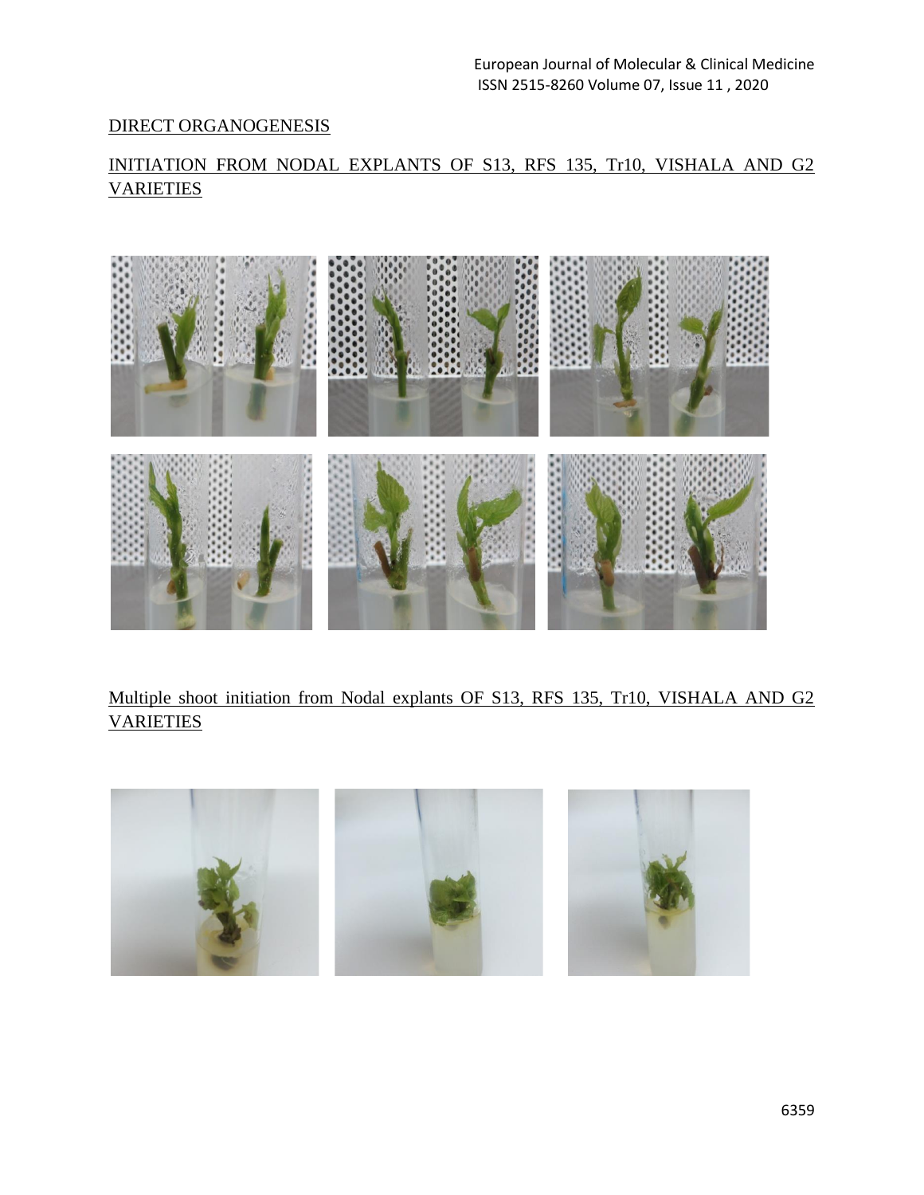DIRECT ORGANOGENESIS

INITIATION FROM NODAL EXPLANTS OF S13, RFS 135, Tr10, VISHALA AND G2 VARIETIES

Multiple shoot initiation from Nodal explants OF S13, RFS 135, Tr10, VISHALA AND G2 VARIETIES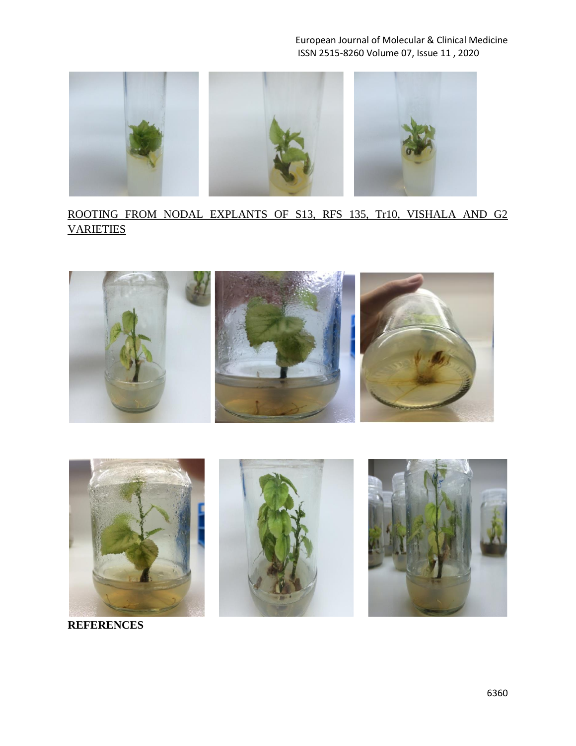ROOTING FROM NODAL EXPLANTS OF S13, RFS 135, Tr10, VISHALA AND G2 VARIETIES

**REFERENCES**